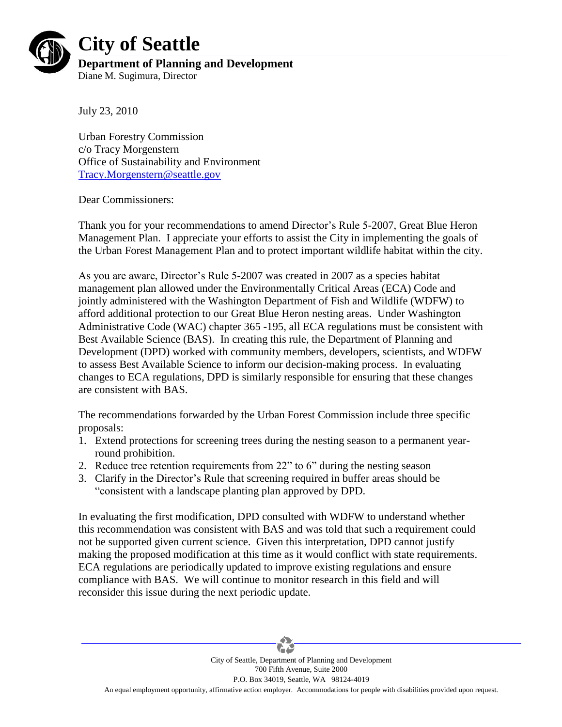# City of Seattle

**Department of Planning and Development**
Diane M. Sugimura, Director

July 23, 2010

Urban Forestry Commission
c/o Tracy Morgenstern
Office of Sustainability and Environment
Tracy.Morgenstern@seattle.gov

Dear Commissioners:

Thank you for your recommendations to amend Director's Rule 5-2007, Great Blue Heron Management Plan. I appreciate your efforts to assist the City in implementing the goals of the Urban Forest Management Plan and to protect important wildlife habitat within the city.

As you are aware, Director's Rule 5-2007 was created in 2007 as a species habitat management plan allowed under the Environmentally Critical Areas (ECA) Code and jointly administered with the Washington Department of Fish and Wildlife (WDFW) to afford additional protection to our Great Blue Heron nesting areas. Under Washington Administrative Code (WAC) chapter 365 -195, all ECA regulations must be consistent with Best Available Science (BAS). In creating this rule, the Department of Planning and Development (DPD) worked with community members, developers, scientists, and WDFW to assess Best Available Science to inform our decision-making process. In evaluating changes to ECA regulations, DPD is similarly responsible for ensuring that these changes are consistent with BAS.

The recommendations forwarded by the Urban Forest Commission include three specific proposals:

1. Extend protections for screening trees during the nesting season to a permanent year-round prohibition.
2. Reduce tree retention requirements from 22" to 6" during the nesting season
3. Clarify in the Director's Rule that screening required in buffer areas should be "consistent with a landscape planting plan approved by DPD.

In evaluating the first modification, DPD consulted with WDFW to understand whether this recommendation was consistent with BAS and was told that such a requirement could not be supported given current science. Given this interpretation, DPD cannot justify making the proposed modification at this time as it would conflict with state requirements. ECA regulations are periodically updated to improve existing regulations and ensure compliance with BAS. We will continue to monitor research in this field and will reconsider this issue during the next periodic update.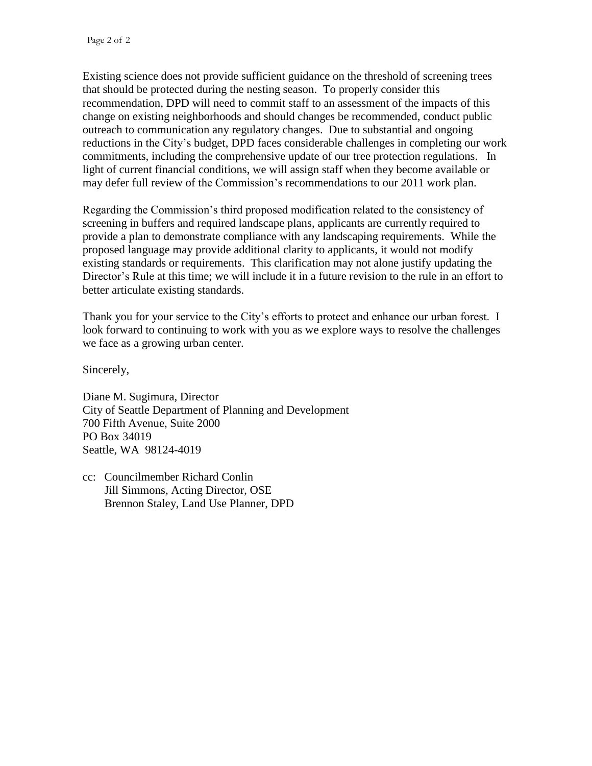Existing science does not provide sufficient guidance on the threshold of screening trees that should be protected during the nesting season. To properly consider this recommendation, DPD will need to commit staff to an assessment of the impacts of this change on existing neighborhoods and should changes be recommended, conduct public outreach to communication any regulatory changes. Due to substantial and ongoing reductions in the City's budget, DPD faces considerable challenges in completing our work commitments, including the comprehensive update of our tree protection regulations. In light of current financial conditions, we will assign staff when they become available or may defer full review of the Commission's recommendations to our 2011 work plan.

Regarding the Commission's third proposed modification related to the consistency of screening in buffers and required landscape plans, applicants are currently required to provide a plan to demonstrate compliance with any landscaping requirements. While the proposed language may provide additional clarity to applicants, it would not modify existing standards or requirements. This clarification may not alone justify updating the Director's Rule at this time; we will include it in a future revision to the rule in an effort to better articulate existing standards.

Thank you for your service to the City's efforts to protect and enhance our urban forest. I look forward to continuing to work with you as we explore ways to resolve the challenges we face as a growing urban center.

Sincerely,

Diane M. Sugimura, Director
City of Seattle Department of Planning and Development
700 Fifth Avenue, Suite 2000
PO Box 34019
Seattle, WA 98124-4019

cc: Councilmember Richard Conlin
Jill Simmons, Acting Director, OSE
Brennon Staley, Land Use Planner, DPD